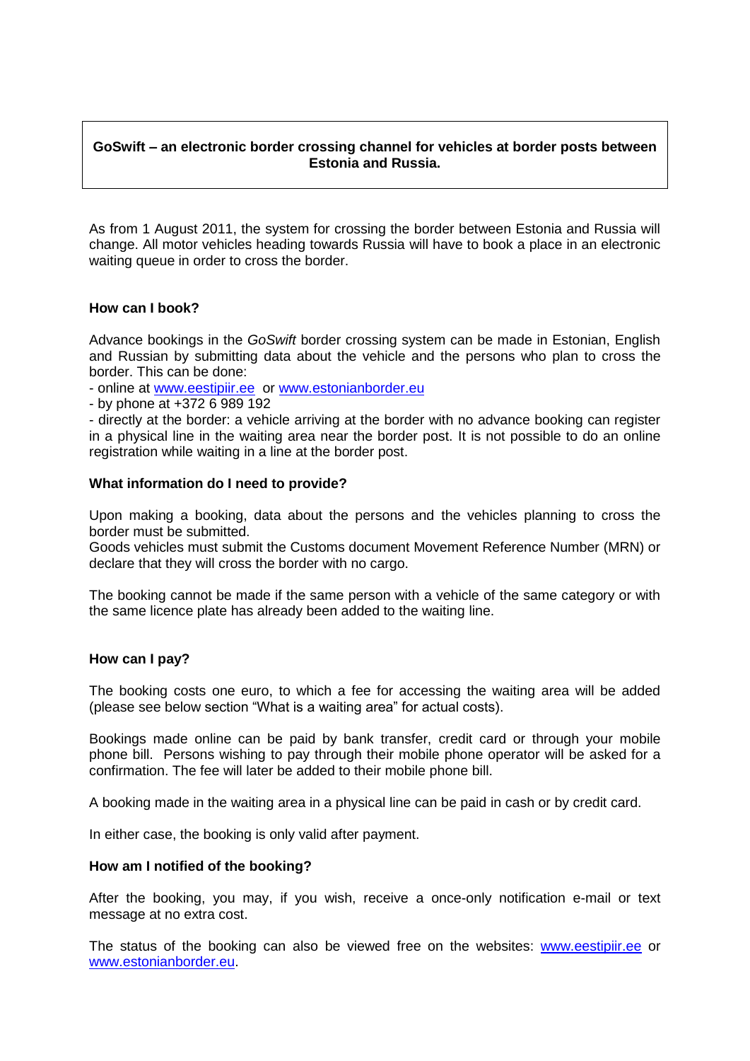**GoSwift – an electronic border crossing channel for vehicles at border posts between Estonia and Russia.**

As from 1 August 2011, the system for crossing the border between Estonia and Russia will change. All motor vehicles heading towards Russia will have to book a place in an electronic waiting queue in order to cross the border.

### How can I book?

Advance bookings in the *GoSwift* border crossing system can be made in Estonian, English and Russian by submitting data about the vehicle and the persons who plan to cross the border. This can be done:

- online at [www.eestipiir.ee](http://www.eestipiir.ee) or [www.estonianborder.eu](http://www.estonianborder.eu)
- by phone at +372 6 989 192
- directly at the border: a vehicle arriving at the border with no advance booking can register in a physical line in the waiting area near the border post. It is not possible to do an online registration while waiting in a line at the border post.

### What information do I need to provide?

Upon making a booking, data about the persons and the vehicles planning to cross the border must be submitted.
Goods vehicles must submit the Customs document Movement Reference Number (MRN) or declare that they will cross the border with no cargo.

The booking cannot be made if the same person with a vehicle of the same category or with the same licence plate has already been added to the waiting line.

### How can I pay?

The booking costs one euro, to which a fee for accessing the waiting area will be added (please see below section "What is a waiting area" for actual costs).

Bookings made online can be paid by bank transfer, credit card or through your mobile phone bill. Persons wishing to pay through their mobile phone operator will be asked for a confirmation. The fee will later be added to their mobile phone bill.

A booking made in the waiting area in a physical line can be paid in cash or by credit card.

In either case, the booking is only valid after payment.

### How am I notified of the booking?

After the booking, you may, if you wish, receive a once-only notification e-mail or text message at no extra cost.

The status of the booking can also be viewed free on the websites: [www.eestipiir.ee](http://www.eestipiir.ee) or [www.estonianborder.eu](http://www.estonianborder.eu).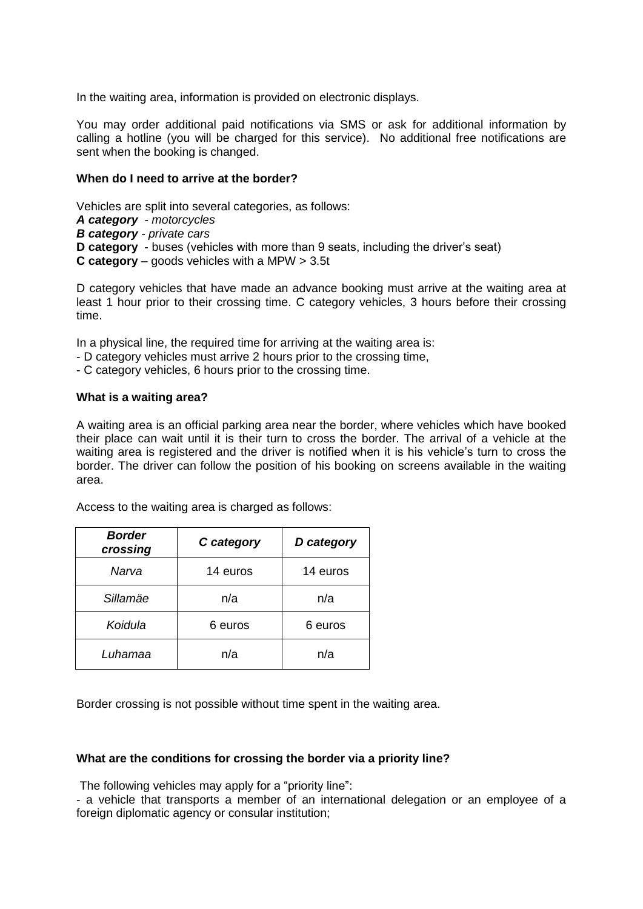In the waiting area, information is provided on electronic displays.

You may order additional paid notifications via SMS or ask for additional information by calling a hotline (you will be charged for this service). No additional free notifications are sent when the booking is changed.

**When do I need to arrive at the border?**

Vehicles are split into several categories, as follows:
***A category*** *- motorcycles*
***B category*** *- private cars*
**D category** - buses (vehicles with more than 9 seats, including the driver's seat)
**C category** – goods vehicles with a MPW > 3.5t

D category vehicles that have made an advance booking must arrive at the waiting area at least 1 hour prior to their crossing time. C category vehicles, 3 hours before their crossing time.

In a physical line, the required time for arriving at the waiting area is:
- D category vehicles must arrive 2 hours prior to the crossing time,
- C category vehicles, 6 hours prior to the crossing time.

**What is a waiting area?**

A waiting area is an official parking area near the border, where vehicles which have booked their place can wait until it is their turn to cross the border. The arrival of a vehicle at the waiting area is registered and the driver is notified when it is his vehicle's turn to cross the border. The driver can follow the position of his booking on screens available in the waiting area.

Access to the waiting area is charged as follows:

| ***Border crossing*** | ***C category*** | ***D category*** |
|---|---|---|
| *Narva* | 14 euros | 14 euros |
| *Sillamäe* | n/a | n/a |
| *Koidula* | 6 euros | 6 euros |
| *Luhamaa* | n/a | n/a |

Border crossing is not possible without time spent in the waiting area.

**What are the conditions for crossing the border via a priority line?**

The following vehicles may apply for a "priority line":
- a vehicle that transports a member of an international delegation or an employee of a foreign diplomatic agency or consular institution;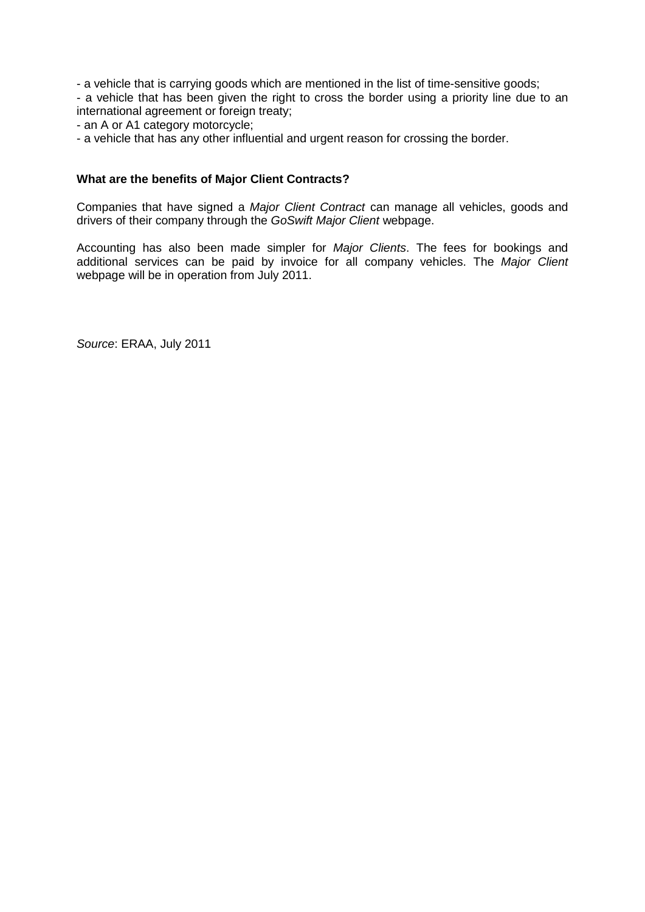- a vehicle that is carrying goods which are mentioned in the list of time-sensitive goods;
- a vehicle that has been given the right to cross the border using a priority line due to an international agreement or foreign treaty;
- an A or A1 category motorcycle;
- a vehicle that has any other influential and urgent reason for crossing the border.

**What are the benefits of Major Client Contracts?**

Companies that have signed a *Major Client Contract* can manage all vehicles, goods and drivers of their company through the *GoSwift Major Client* webpage.

Accounting has also been made simpler for *Major Clients*. The fees for bookings and additional services can be paid by invoice for all company vehicles. The *Major Client* webpage will be in operation from July 2011.

*Source*: ERAA, July 2011